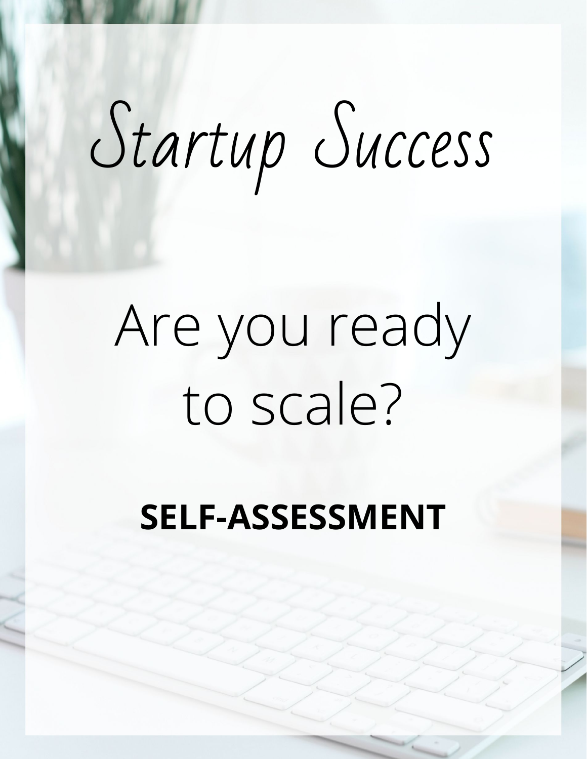# Startup Success

## Are you ready to scale?

**SELF-ASSESSMENT**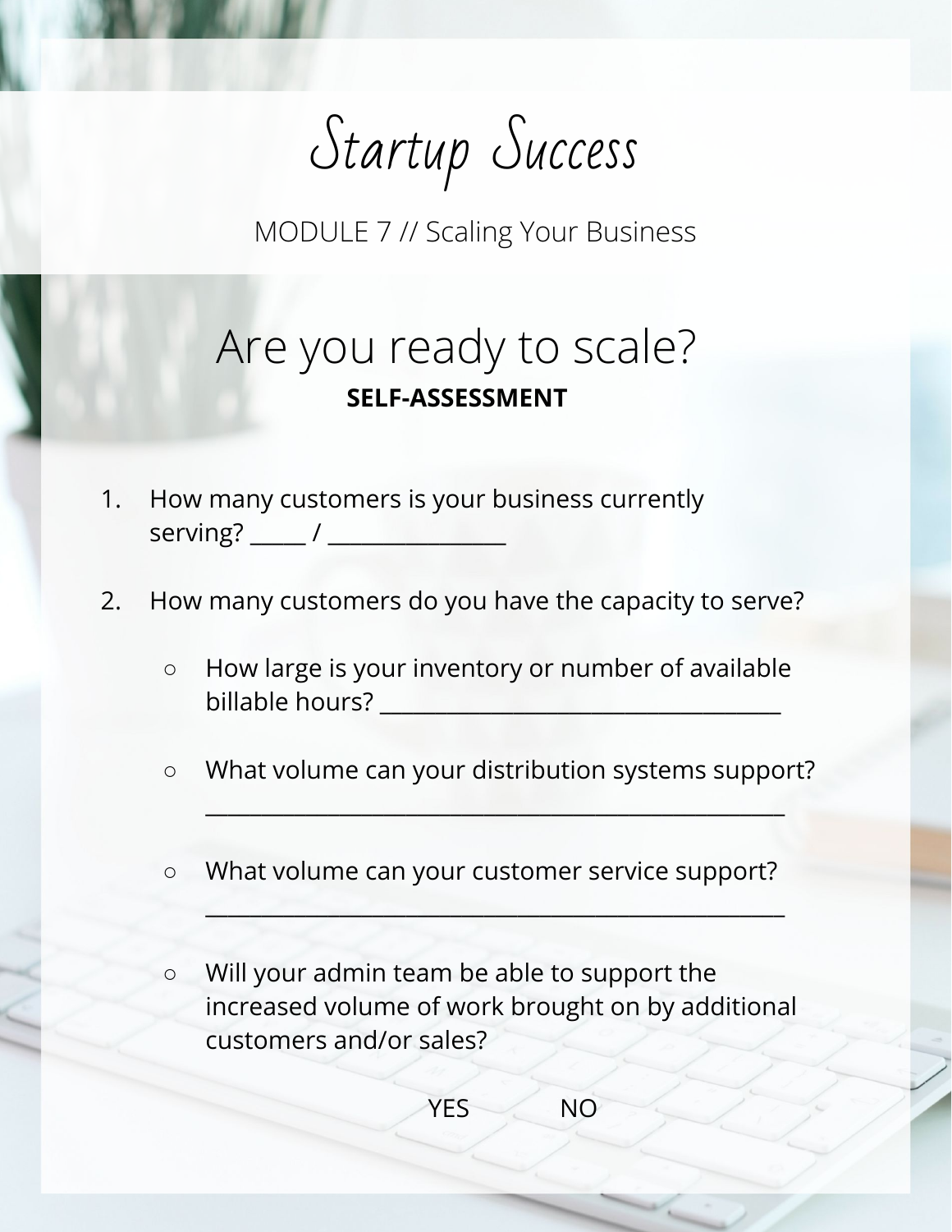# Startup Success

MODULE 7 // Scaling Your Business

## Are you ready to scale?

**SELF-ASSESSMENT**

1. How many customers is your business currently serving? _____ / ________________
2. How many customers do you have the capacity to serve?
   - How large is your inventory or number of available billable hours? ____________________________________
   - What volume can your distribution systems support? ____________________________________________________
   - What volume can your customer service support? ____________________________________________________
   - Will your admin team be able to support the increased volume of work brought on by additional customers and/or sales?

     YES NO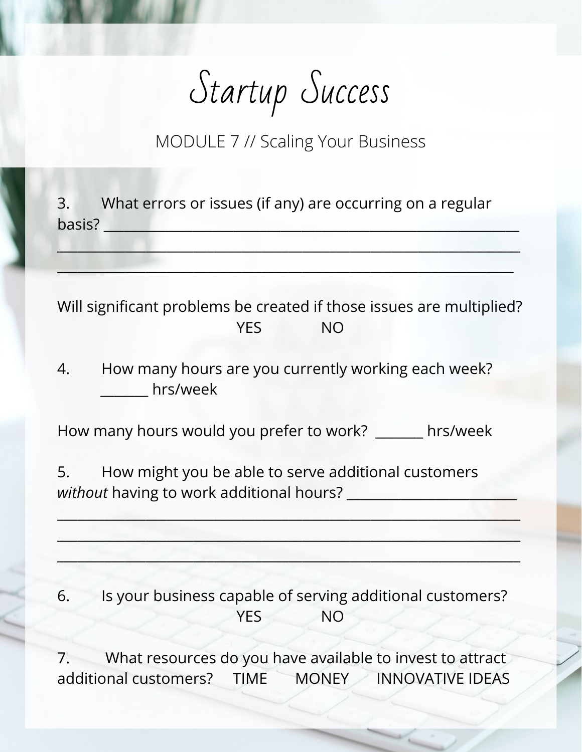# Startup Success

MODULE 7 // Scaling Your Business

3. What errors or issues (if any) are occurring on a regular basis? ____________________________________________________________
____________________________________________________________
____________________________________________________________

Will significant problems be created if those issues are multiplied?
YES NO

4. How many hours are you currently working each week?
_______ hrs/week

How many hours would you prefer to work? _______ hrs/week

5. How might you be able to serve additional customers *without* having to work additional hours? ________________________
____________________________________________________________
____________________________________________________________
____________________________________________________________

6. Is your business capable of serving additional customers?
YES NO

7. What resources do you have available to invest to attract additional customers? TIME MONEY INNOVATIVE IDEAS